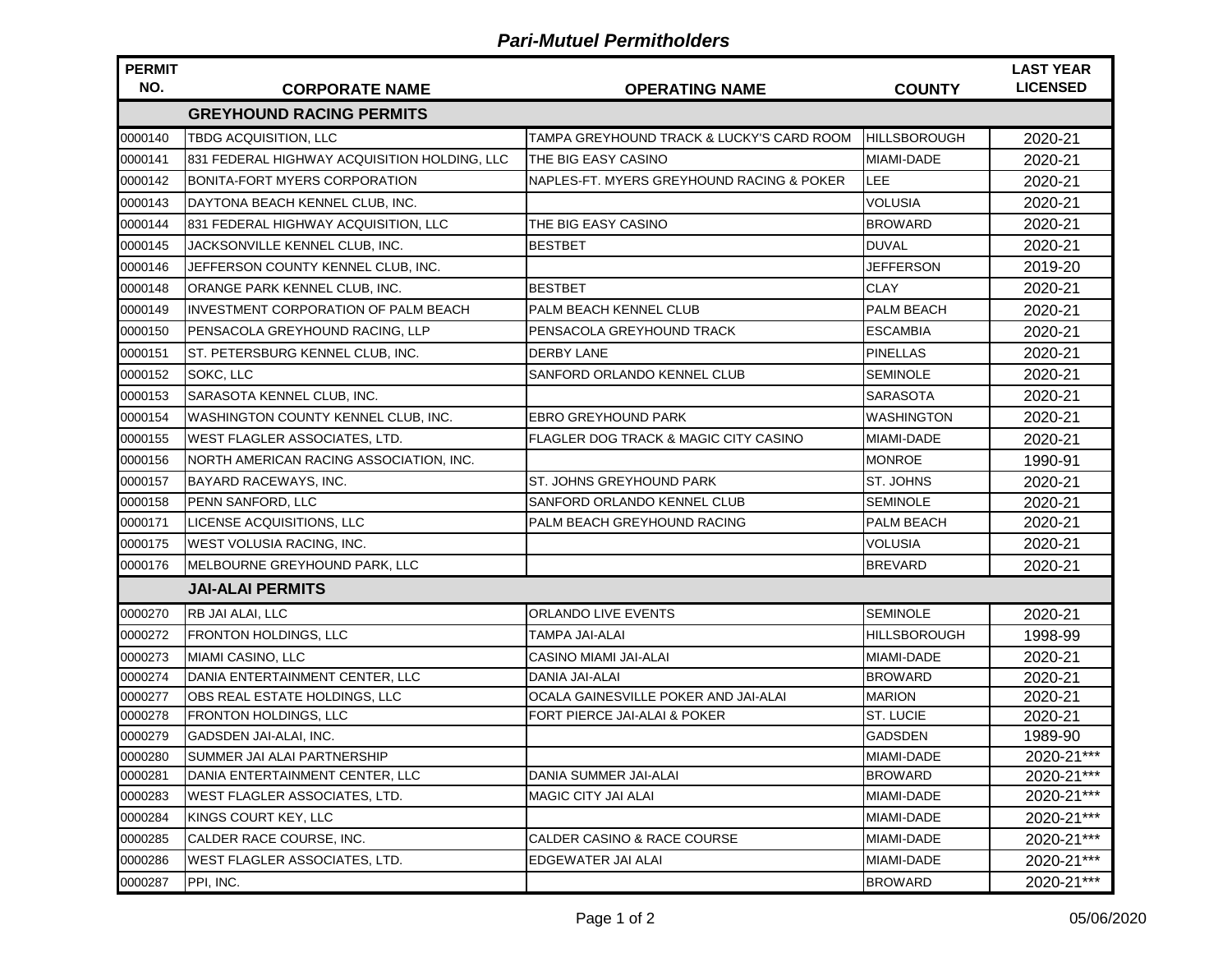*Pari-Mutuel Permitholders*

| PERMIT NO. | CORPORATE NAME | OPERATING NAME | COUNTY | LAST YEAR LICENSED |
|---|---|---|---|---|
| | **GREYHOUND RACING PERMITS** | | | |
| 0000140 | TBDG ACQUISITION, LLC | TAMPA GREYHOUND TRACK & LUCKY'S CARD ROOM | HILLSBOROUGH | 2020-21 |
| 0000141 | 831 FEDERAL HIGHWAY ACQUISITION HOLDING, LLC | THE BIG EASY CASINO | MIAMI-DADE | 2020-21 |
| 0000142 | BONITA-FORT MYERS CORPORATION | NAPLES-FT. MYERS GREYHOUND RACING & POKER | LEE | 2020-21 |
| 0000143 | DAYTONA BEACH KENNEL CLUB, INC. | | VOLUSIA | 2020-21 |
| 0000144 | 831 FEDERAL HIGHWAY ACQUISITION, LLC | THE BIG EASY CASINO | BROWARD | 2020-21 |
| 0000145 | JACKSONVILLE KENNEL CLUB, INC. | BESTBET | DUVAL | 2020-21 |
| 0000146 | JEFFERSON COUNTY KENNEL CLUB, INC. | | JEFFERSON | 2019-20 |
| 0000148 | ORANGE PARK KENNEL CLUB, INC. | BESTBET | CLAY | 2020-21 |
| 0000149 | INVESTMENT CORPORATION OF PALM BEACH | PALM BEACH KENNEL CLUB | PALM BEACH | 2020-21 |
| 0000150 | PENSACOLA GREYHOUND RACING, LLP | PENSACOLA GREYHOUND TRACK | ESCAMBIA | 2020-21 |
| 0000151 | ST. PETERSBURG KENNEL CLUB, INC. | DERBY LANE | PINELLAS | 2020-21 |
| 0000152 | SOKC, LLC | SANFORD ORLANDO KENNEL CLUB | SEMINOLE | 2020-21 |
| 0000153 | SARASOTA KENNEL CLUB, INC. | | SARASOTA | 2020-21 |
| 0000154 | WASHINGTON COUNTY KENNEL CLUB, INC. | EBRO GREYHOUND PARK | WASHINGTON | 2020-21 |
| 0000155 | WEST FLAGLER ASSOCIATES, LTD. | FLAGLER DOG TRACK & MAGIC CITY CASINO | MIAMI-DADE | 2020-21 |
| 0000156 | NORTH AMERICAN RACING ASSOCIATION, INC. | | MONROE | 1990-91 |
| 0000157 | BAYARD RACEWAYS, INC. | ST. JOHNS GREYHOUND PARK | ST. JOHNS | 2020-21 |
| 0000158 | PENN SANFORD, LLC | SANFORD ORLANDO KENNEL CLUB | SEMINOLE | 2020-21 |
| 0000171 | LICENSE ACQUISITIONS, LLC | PALM BEACH GREYHOUND RACING | PALM BEACH | 2020-21 |
| 0000175 | WEST VOLUSIA RACING, INC. | | VOLUSIA | 2020-21 |
| 0000176 | MELBOURNE GREYHOUND PARK, LLC | | BREVARD | 2020-21 |
| | **JAI-ALAI PERMITS** | | | |
| 0000270 | RB JAI ALAI, LLC | ORLANDO LIVE EVENTS | SEMINOLE | 2020-21 |
| 0000272 | FRONTON HOLDINGS, LLC | TAMPA JAI-ALAI | HILLSBOROUGH | 1998-99 |
| 0000273 | MIAMI CASINO, LLC | CASINO MIAMI JAI-ALAI | MIAMI-DADE | 2020-21 |
| 0000274 | DANIA ENTERTAINMENT CENTER, LLC | DANIA JAI-ALAI | BROWARD | 2020-21 |
| 0000277 | OBS REAL ESTATE HOLDINGS, LLC | OCALA GAINESVILLE POKER AND JAI-ALAI | MARION | 2020-21 |
| 0000278 | FRONTON HOLDINGS, LLC | FORT PIERCE JAI-ALAI & POKER | ST. LUCIE | 2020-21 |
| 0000279 | GADSDEN JAI-ALAI, INC. | | GADSDEN | 1989-90 |
| 0000280 | SUMMER JAI ALAI PARTNERSHIP | | MIAMI-DADE | 2020-21*** |
| 0000281 | DANIA ENTERTAINMENT CENTER, LLC | DANIA SUMMER JAI-ALAI | BROWARD | 2020-21*** |
| 0000283 | WEST FLAGLER ASSOCIATES, LTD. | MAGIC CITY JAI ALAI | MIAMI-DADE | 2020-21*** |
| 0000284 | KINGS COURT KEY, LLC | | MIAMI-DADE | 2020-21*** |
| 0000285 | CALDER RACE COURSE, INC. | CALDER CASINO & RACE COURSE | MIAMI-DADE | 2020-21*** |
| 0000286 | WEST FLAGLER ASSOCIATES, LTD. | EDGEWATER JAI ALAI | MIAMI-DADE | 2020-21*** |
| 0000287 | PPI, INC. | | BROWARD | 2020-21*** |

05/06/2020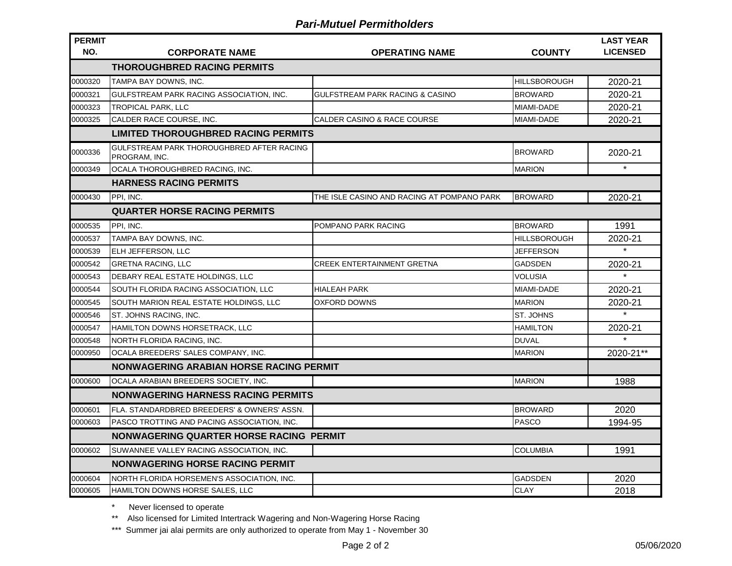## *Pari-Mutuel Permitholders*

| PERMIT NO. | CORPORATE NAME | OPERATING NAME | COUNTY | LAST YEAR LICENSED |
|---|---|---|---|---|
| | **THOROUGHBRED RACING PERMITS** | | | |
| 0000320 | TAMPA BAY DOWNS, INC. | | HILLSBOROUGH | 2020-21 |
| 0000321 | GULFSTREAM PARK RACING ASSOCIATION, INC. | GULFSTREAM PARK RACING & CASINO | BROWARD | 2020-21 |
| 0000323 | TROPICAL PARK, LLC | | MIAMI-DADE | 2020-21 |
| 0000325 | CALDER RACE COURSE, INC. | CALDER CASINO & RACE COURSE | MIAMI-DADE | 2020-21 |
| | **LIMITED THOROUGHBRED RACING PERMITS** | | | |
| 0000336 | GULFSTREAM PARK THOROUGHBRED AFTER RACING PROGRAM, INC. | | BROWARD | 2020-21 |
| 0000349 | OCALA THOROUGHBRED RACING, INC. | | MARION | * |
| | **HARNESS RACING PERMITS** | | | |
| 0000430 | PPI, INC. | THE ISLE CASINO AND RACING AT POMPANO PARK | BROWARD | 2020-21 |
| | **QUARTER HORSE RACING PERMITS** | | | |
| 0000535 | PPI, INC. | POMPANO PARK RACING | BROWARD | 1991 |
| 0000537 | TAMPA BAY DOWNS, INC. | | HILLSBOROUGH | 2020-21 |
| 0000539 | ELH JEFFERSON, LLC | | JEFFERSON | * |
| 0000542 | GRETNA RACING, LLC | CREEK ENTERTAINMENT GRETNA | GADSDEN | 2020-21 |
| 0000543 | DEBARY REAL ESTATE HOLDINGS, LLC | | VOLUSIA | * |
| 0000544 | SOUTH FLORIDA RACING ASSOCIATION, LLC | HIALEAH PARK | MIAMI-DADE | 2020-21 |
| 0000545 | SOUTH MARION REAL ESTATE HOLDINGS, LLC | OXFORD DOWNS | MARION | 2020-21 |
| 0000546 | ST. JOHNS RACING, INC. | | ST. JOHNS | * |
| 0000547 | HAMILTON DOWNS HORSETRACK, LLC | | HAMILTON | 2020-21 |
| 0000548 | NORTH FLORIDA RACING, INC. | | DUVAL | * |
| 0000950 | OCALA BREEDERS' SALES COMPANY, INC. | | MARION | 2020-21** |
| | **NONWAGERING ARABIAN HORSE RACING PERMIT** | | | |
| 0000600 | OCALA ARABIAN BREEDERS SOCIETY, INC. | | MARION | 1988 |
| | **NONWAGERING HARNESS RACING PERMITS** | | | |
| 0000601 | FLA. STANDARDBRED BREEDERS' & OWNERS' ASSN. | | BROWARD | 2020 |
| 0000603 | PASCO TROTTING AND PACING ASSOCIATION, INC. | | PASCO | 1994-95 |
| | **NONWAGERING QUARTER HORSE RACING PERMIT** | | | |
| 0000602 | SUWANNEE VALLEY RACING ASSOCIATION, INC. | | COLUMBIA | 1991 |
| | **NONWAGERING HORSE RACING PERMIT** | | | |
| 0000604 | NORTH FLORIDA HORSEMEN'S ASSOCIATION, INC. | | GADSDEN | 2020 |
| 0000605 | HAMILTON DOWNS HORSE SALES, LLC | | CLAY | 2018 |

\* Never licensed to operate

** Also licensed for Limited Intertrack Wagering and Non-Wagering Horse Racing

*** Summer jai alai permits are only authorized to operate from May 1 - November 30

05/06/2020